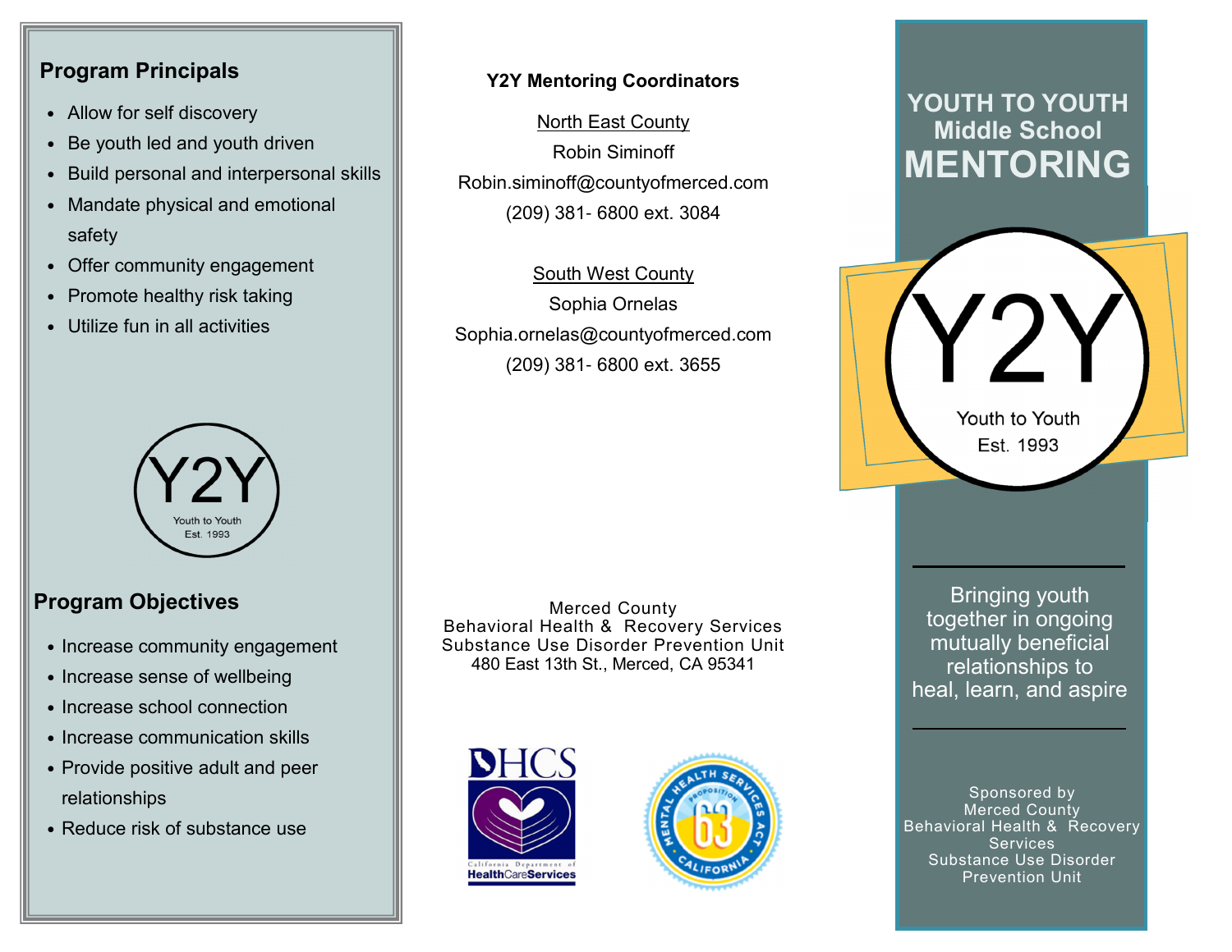## Program Principals

- Allow for self discovery
- Be youth led and youth driven
- Build personal and interpersonal skills
- Mandate physical and emotional safety
- Offer community engagement
- Promote healthy risk taking
- Utilize fun in all activities

Y2Y
Youth to Youth
Est. 1993

## Program Objectives

- Increase community engagement
- Increase sense of wellbeing
- Increase school connection
- Increase communication skills
- Provide positive adult and peer relationships
- Reduce risk of substance use

**Y2Y Mentoring Coordinators**

North East County
Robin Siminoff
Robin.siminoff@countyofmerced.com
(209) 381- 6800 ext. 3084

South West County
Sophia Ornelas
Sophia.ornelas@countyofmerced.com
(209) 381- 6800 ext. 3655

Merced County
Behavioral Health & Recovery Services
Substance Use Disorder Prevention Unit
480 East 13th St., Merced, CA 95341

DHCS
California Department of HealthCareServices

Mental Health Services Act Proposition 63 California

# YOUTH TO YOUTH Middle School MENTORING

Y2Y
Youth to Youth
Est. 1993

Bringing youth together in ongoing mutually beneficial relationships to heal, learn, and aspire

Sponsored by
Merced County
Behavioral Health & Recovery Services
Substance Use Disorder Prevention Unit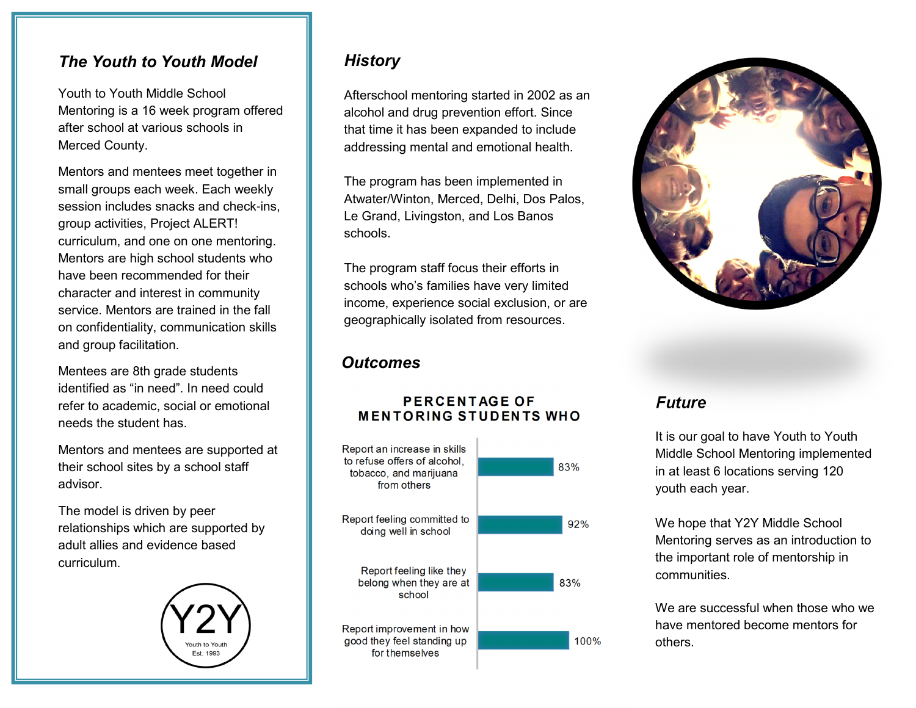## The Youth to Youth Model

Youth to Youth Middle School Mentoring is a 16 week program offered after school at various schools in Merced County.

Mentors and mentees meet together in small groups each week. Each weekly session includes snacks and check-ins, group activities, Project ALERT! curriculum, and one on one mentoring. Mentors are high school students who have been recommended for their character and interest in community service. Mentors are trained in the fall on confidentiality, communication skills and group facilitation.

Mentees are 8th grade students identified as "in need". In need could refer to academic, social or emotional needs the student has.

Mentors and mentees are supported at their school sites by a school staff advisor.

The model is driven by peer relationships which are supported by adult allies and evidence based curriculum.

Y2Y
Youth to Youth
Est. 1993

## History

Afterschool mentoring started in 2002 as an alcohol and drug prevention effort. Since that time it has been expanded to include addressing mental and emotional health.

The program has been implemented in Atwater/Winton, Merced, Delhi, Dos Palos, Le Grand, Livingston, and Los Banos schools.

The program staff focus their efforts in schools who's families have very limited income, experience social exclusion, or are geographically isolated from resources.

## Outcomes

PERCENTAGE OF MENTORING STUDENTS WHO

Report an increase in skills to refuse offers of alcohol, tobacco, and marijuana from others 83%

Report feeling committed to doing well in school 92%

Report feeling like they belong when they are at school 83%

Report improvement in how good they feel standing up for themselves 100%

## Future

It is our goal to have Youth to Youth Middle School Mentoring implemented in at least 6 locations serving 120 youth each year.

We hope that Y2Y Middle School Mentoring serves as an introduction to the important role of mentorship in communities.

We are successful when those who we have mentored become mentors for others.